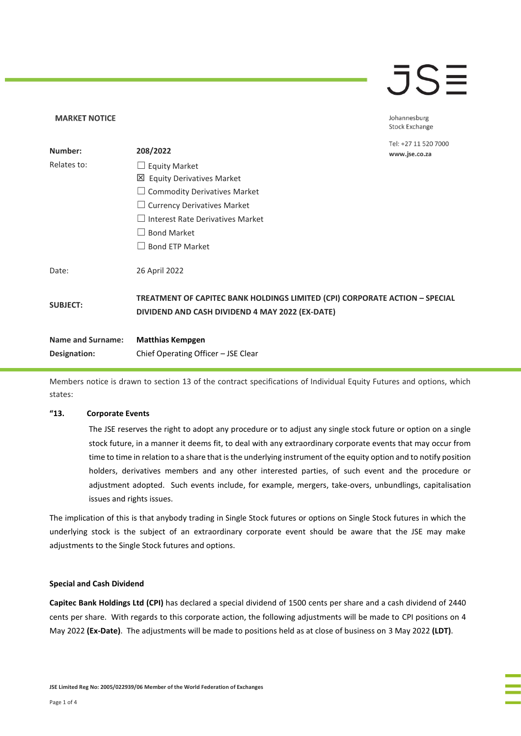**MARKET NOTICE**

Johannesburg
Stock Exchange

Tel: +27 11 520 7000
**www.jse.co.za**

| | |
|---|---|
| **Number:** | **208/2022** |
| Relates to: | ☐ Equity Market<br>☒ Equity Derivatives Market<br>☐ Commodity Derivatives Market<br>☐ Currency Derivatives Market<br>☐ Interest Rate Derivatives Market<br>☐ Bond Market<br>☐ Bond ETP Market |
| Date: | 26 April 2022 |
| **SUBJECT:** | **TREATMENT OF CAPITEC BANK HOLDINGS LIMITED (CPI) CORPORATE ACTION – SPECIAL DIVIDEND AND CASH DIVIDEND 4 MAY 2022 (EX-DATE)** |
| **Name and Surname:** | **Matthias Kempgen** |
| **Designation:** | Chief Operating Officer – JSE Clear |

Members notice is drawn to section 13 of the contract specifications of Individual Equity Futures and options, which states:

**"13. Corporate Events**

The JSE reserves the right to adopt any procedure or to adjust any single stock future or option on a single stock future, in a manner it deems fit, to deal with any extraordinary corporate events that may occur from time to time in relation to a share that is the underlying instrument of the equity option and to notify position holders, derivatives members and any other interested parties, of such event and the procedure or adjustment adopted. Such events include, for example, mergers, take-overs, unbundlings, capitalisation issues and rights issues.

The implication of this is that anybody trading in Single Stock futures or options on Single Stock futures in which the underlying stock is the subject of an extraordinary corporate event should be aware that the JSE may make adjustments to the Single Stock futures and options.

**Special and Cash Dividend**

**Capitec Bank Holdings Ltd (CPI)** has declared a special dividend of 1500 cents per share and a cash dividend of 2440 cents per share. With regards to this corporate action, the following adjustments will be made to CPI positions on 4 May 2022 **(Ex-Date)**. The adjustments will be made to positions held as at close of business on 3 May 2022 **(LDT)**.

**JSE Limited Reg No: 2005/022939/06 Member of the World Federation of Exchanges**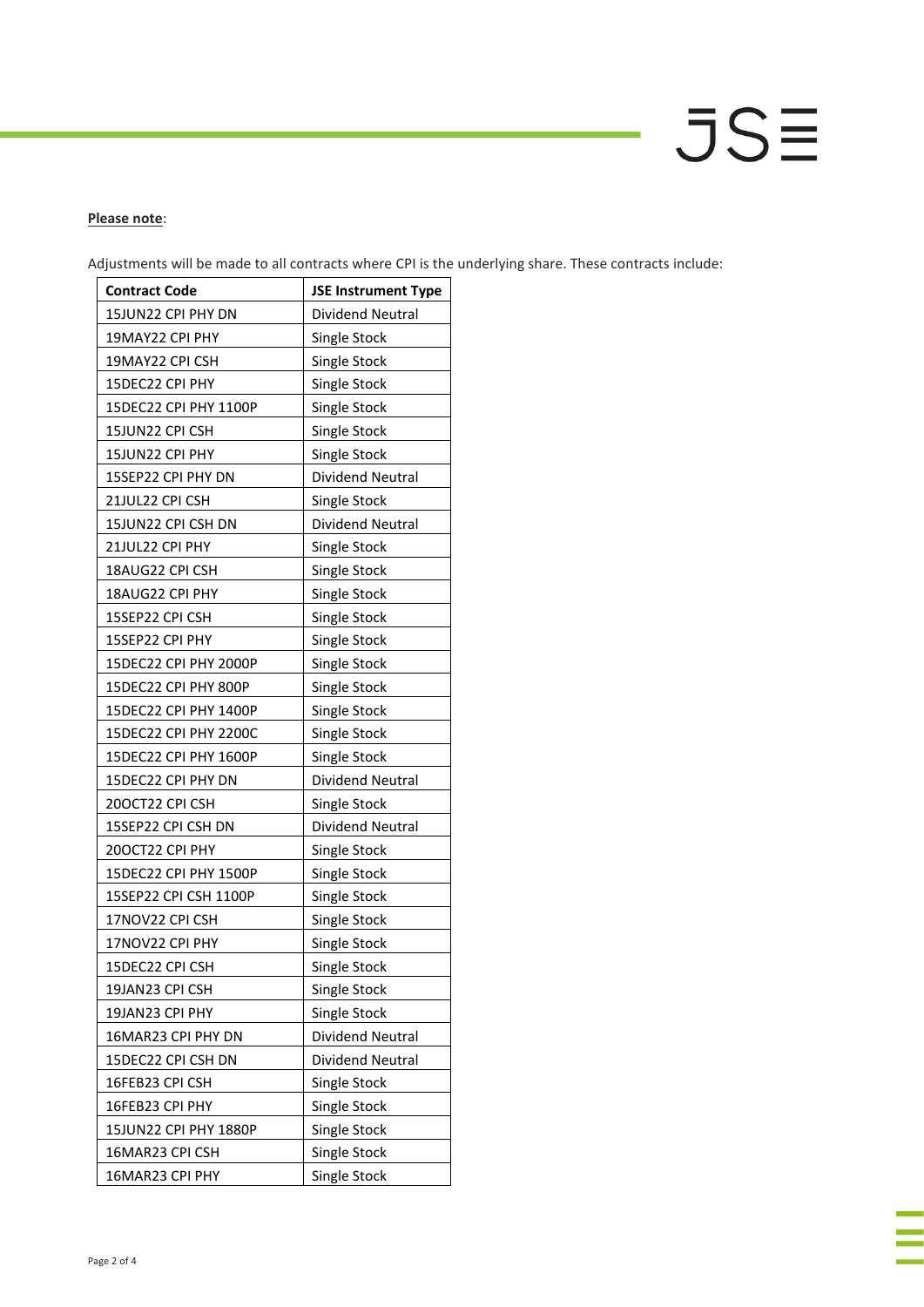**Please note**:

Adjustments will be made to all contracts where CPI is the underlying share. These contracts include:

| Contract Code | JSE Instrument Type |
|---|---|
| 15JUN22 CPI PHY DN | Dividend Neutral |
| 19MAY22 CPI PHY | Single Stock |
| 19MAY22 CPI CSH | Single Stock |
| 15DEC22 CPI PHY | Single Stock |
| 15DEC22 CPI PHY 1100P | Single Stock |
| 15JUN22 CPI CSH | Single Stock |
| 15JUN22 CPI PHY | Single Stock |
| 15SEP22 CPI PHY DN | Dividend Neutral |
| 21JUL22 CPI CSH | Single Stock |
| 15JUN22 CPI CSH DN | Dividend Neutral |
| 21JUL22 CPI PHY | Single Stock |
| 18AUG22 CPI CSH | Single Stock |
| 18AUG22 CPI PHY | Single Stock |
| 15SEP22 CPI CSH | Single Stock |
| 15SEP22 CPI PHY | Single Stock |
| 15DEC22 CPI PHY 2000P | Single Stock |
| 15DEC22 CPI PHY 800P | Single Stock |
| 15DEC22 CPI PHY 1400P | Single Stock |
| 15DEC22 CPI PHY 2200C | Single Stock |
| 15DEC22 CPI PHY 1600P | Single Stock |
| 15DEC22 CPI PHY DN | Dividend Neutral |
| 20OCT22 CPI CSH | Single Stock |
| 15SEP22 CPI CSH DN | Dividend Neutral |
| 20OCT22 CPI PHY | Single Stock |
| 15DEC22 CPI PHY 1500P | Single Stock |
| 15SEP22 CPI CSH 1100P | Single Stock |
| 17NOV22 CPI CSH | Single Stock |
| 17NOV22 CPI PHY | Single Stock |
| 15DEC22 CPI CSH | Single Stock |
| 19JAN23 CPI CSH | Single Stock |
| 19JAN23 CPI PHY | Single Stock |
| 16MAR23 CPI PHY DN | Dividend Neutral |
| 15DEC22 CPI CSH DN | Dividend Neutral |
| 16FEB23 CPI CSH | Single Stock |
| 16FEB23 CPI PHY | Single Stock |
| 15JUN22 CPI PHY 1880P | Single Stock |
| 16MAR23 CPI CSH | Single Stock |
| 16MAR23 CPI PHY | Single Stock |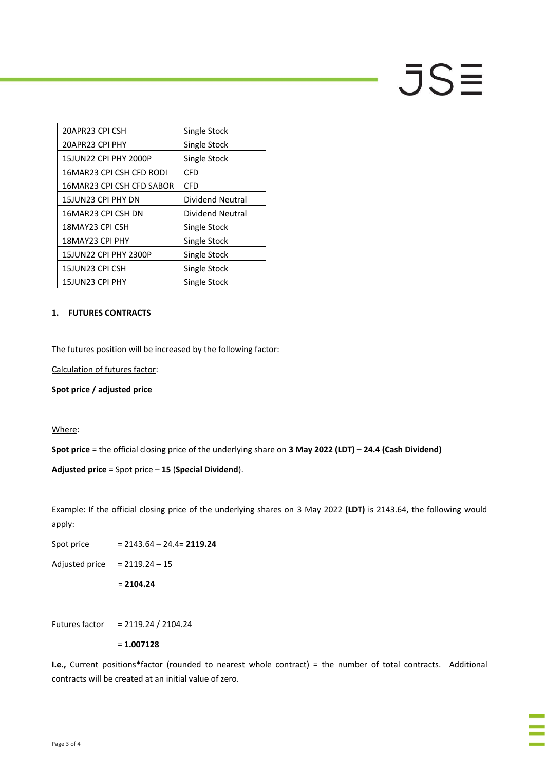| | |
|---|---|
| 20APR23 CPI CSH | Single Stock |
| 20APR23 CPI PHY | Single Stock |
| 15JUN22 CPI PHY 2000P | Single Stock |
| 16MAR23 CPI CSH CFD RODI | CFD |
| 16MAR23 CPI CSH CFD SABOR | CFD |
| 15JUN23 CPI PHY DN | Dividend Neutral |
| 16MAR23 CPI CSH DN | Dividend Neutral |
| 18MAY23 CPI CSH | Single Stock |
| 18MAY23 CPI PHY | Single Stock |
| 15JUN22 CPI PHY 2300P | Single Stock |
| 15JUN23 CPI CSH | Single Stock |
| 15JUN23 CPI PHY | Single Stock |

## 1. FUTURES CONTRACTS

The futures position will be increased by the following factor:

Calculation of futures factor:

**Spot price / adjusted price**

Where:

**Spot price** = the official closing price of the underlying share on **3 May 2022 (LDT) – 24.4 (Cash Dividend)**

**Adjusted price** = Spot price – **15** (**Special Dividend**).

Example: If the official closing price of the underlying shares on 3 May 2022 **(LDT)** is 2143.64, the following would apply:

Spot price = 2143.64 – 24.4**= 2119.24**

Adjusted price = 2119.24 **–** 15

= **2104.24**

Futures factor = 2119.24 / 2104.24

= **1.007128**

**I.e.,** Current positions**\***factor (rounded to nearest whole contract) = the number of total contracts. Additional contracts will be created at an initial value of zero.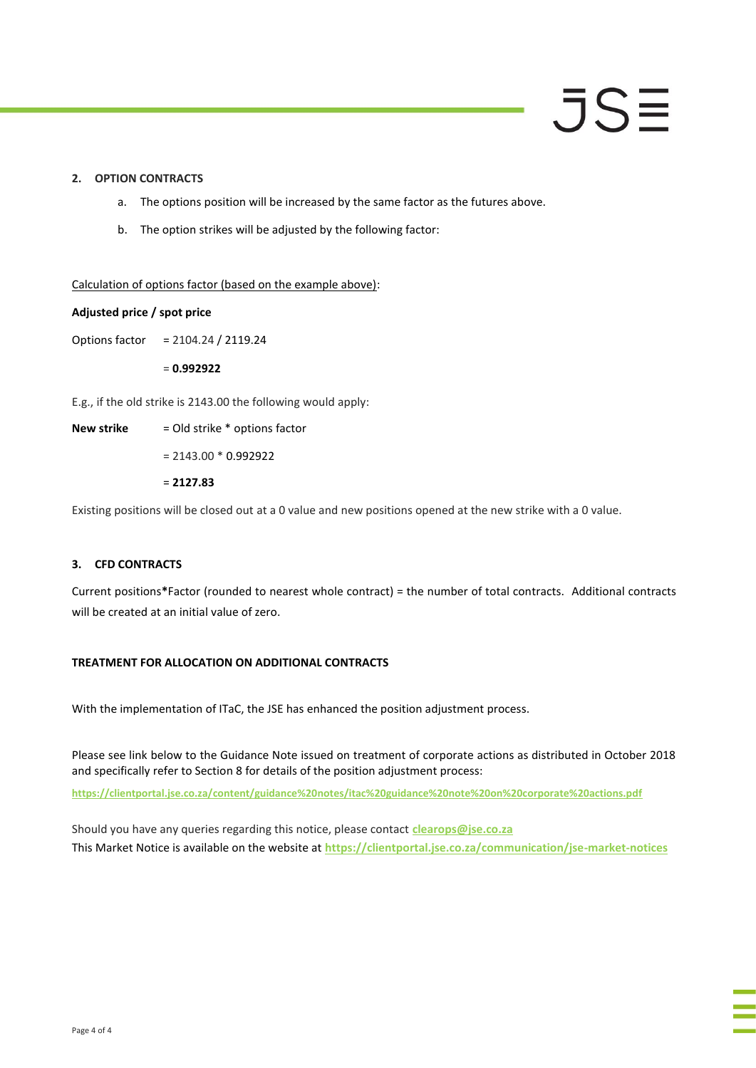## 2. OPTION CONTRACTS

a. The options position will be increased by the same factor as the futures above.

b. The option strikes will be adjusted by the following factor:

<u>Calculation of options factor (based on the example above)</u>:

**Adjusted price / spot price**

Options factor = 2104.24 / 2119.24

= **0.992922**

E.g., if the old strike is 2143.00 the following would apply:

**New strike** = Old strike * options factor

= 2143.00 * 0.992922

= **2127.83**

Existing positions will be closed out at a 0 value and new positions opened at the new strike with a 0 value.

## 3. CFD CONTRACTS

Current positions**\***Factor (rounded to nearest whole contract) = the number of total contracts. Additional contracts will be created at an initial value of zero.

#### TREATMENT FOR ALLOCATION ON ADDITIONAL CONTRACTS

With the implementation of ITaC, the JSE has enhanced the position adjustment process.

Please see link below to the Guidance Note issued on treatment of corporate actions as distributed in October 2018 and specifically refer to Section 8 for details of the position adjustment process:

**https://clientportal.jse.co.za/content/guidance%20notes/itac%20guidance%20note%20on%20corporate%20actions.pdf**

Should you have any queries regarding this notice, please contact **clearops@jse.co.za**
This Market Notice is available on the website at **https://clientportal.jse.co.za/communication/jse-market-notices**